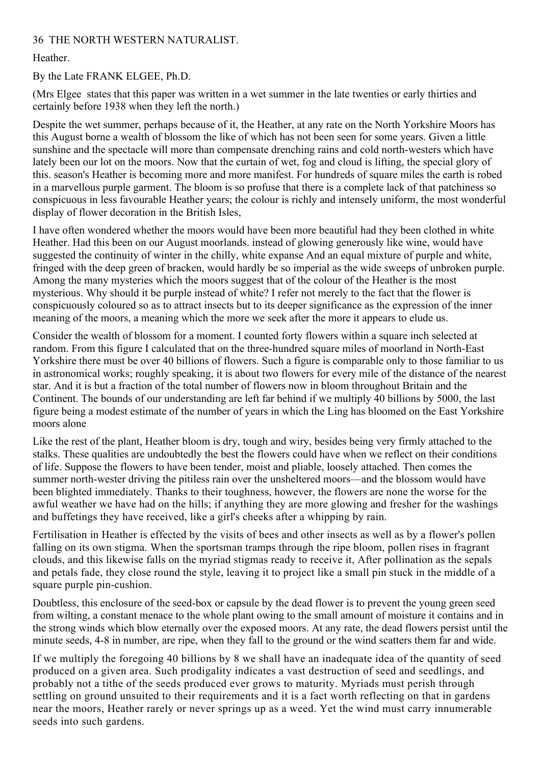# Heather.

By the Late FRANK ELGEE, Ph.D.

(Mrs Elgee states that this paper was written in a wet summer in the late twenties or early thirties and certainly before 1938 when they left the north.)

Despite the wet summer, perhaps because of it, the Heather, at any rate on the North Yorkshire Moors has this August borne a wealth of blossom the like of which has not been seen for some years. Given a little sunshine and the spectacle will more than compensate drenching rains and cold north-westers which have lately been our lot on the moors. Now that the curtain of wet, fog and cloud is lifting, the special glory of this. season's Heather is becoming more and more manifest. For hundreds of square miles the earth is robed in a marvellous purple garment. The bloom is so profuse that there is a complete lack of that patchiness so conspicuous in less favourable Heather years; the colour is richly and intensely uniform, the most wonderful display of flower decoration in the British Isles,

I have often wondered whether the moors would have been more beautiful had they been clothed in white Heather. Had this been on our August moorlands. instead of glowing generously like wine, would have suggested the continuity of winter in the chilly, white expanse And an equal mixture of purple and white, fringed with the deep green of bracken, would hardly be so imperial as the wide sweeps of unbroken purple. Among the many mysteries which the moors suggest that of the colour of the Heather is the most mysterious. Why should it be purple instead of white? I refer not merely to the fact that the flower is conspicuously coloured so as to attract insects but to its deeper significance as the expression of the inner meaning of the moors, a meaning which the more we seek after the more it appears to elude us.

Consider the wealth of blossom for a moment. I counted forty flowers within a square inch selected at random. From this figure I calculated that on the three-hundred square miles of moorland in North-East Yorkshire there must be over 40 billions of flowers. Such a figure is comparable only to those familiar to us in astronomical works; roughly speaking, it is about two flowers for every mile of the distance of the nearest star. And it is but a fraction of the total number of flowers now in bloom throughout Britain and the Continent. The bounds of our understanding are left far behind if we multiply 40 billions by 5000, the last figure being a modest estimate of the number of years in which the Ling has bloomed on the East Yorkshire moors alone

Like the rest of the plant, Heather bloom is dry, tough and wiry, besides being very firmly attached to the stalks. These qualities are undoubtedly the best the flowers could have when we reflect on their conditions of life. Suppose the flowers to have been tender, moist and pliable, loosely attached. Then comes the summer north-wester driving the pitiless rain over the unsheltered moors—and the blossom would have been blighted immediately. Thanks to their toughness, however, the flowers are none the worse for the awful weather we have had on the hills; if anything they are more glowing and fresher for the washings and buffetings they have received, like a girl's cheeks after a whipping by rain.

Fertilisation in Heather is effected by the visits of bees and other insects as well as by a flower's pollen falling on its own stigma. When the sportsman tramps through the ripe bloom, pollen rises in fragrant clouds, and this likewise falls on the myriad stigmas ready to receive it, After pollination as the sepals and petals fade, they close round the style, leaving it to project like a small pin stuck in the middle of a square purple pin-cushion.

Doubtless, this enclosure of the seed-box or capsule by the dead flower is to prevent the young green seed from wilting, a constant menace to the whole plant owing to the small amount of moisture it contains and in the strong winds which blow eternally over the exposed moors. At any rate, the dead flowers persist until the minute seeds, 4-8 in number, are ripe, when they fall to the ground or the wind scatters them far and wide.

If we multiply the foregoing 40 billions by 8 we shall have an inadequate idea of the quantity of seed produced on a given area. Such prodigality indicates a vast destruction of seed and seedlings, and probably not a tithe of the seeds produced ever grows to maturity. Myriads must perish through settling on ground unsuited to their requirements and it is a fact worth reflecting on that in gardens near the moors, Heather rarely or never springs up as a weed. Yet the wind must carry innumerable seeds into such gardens.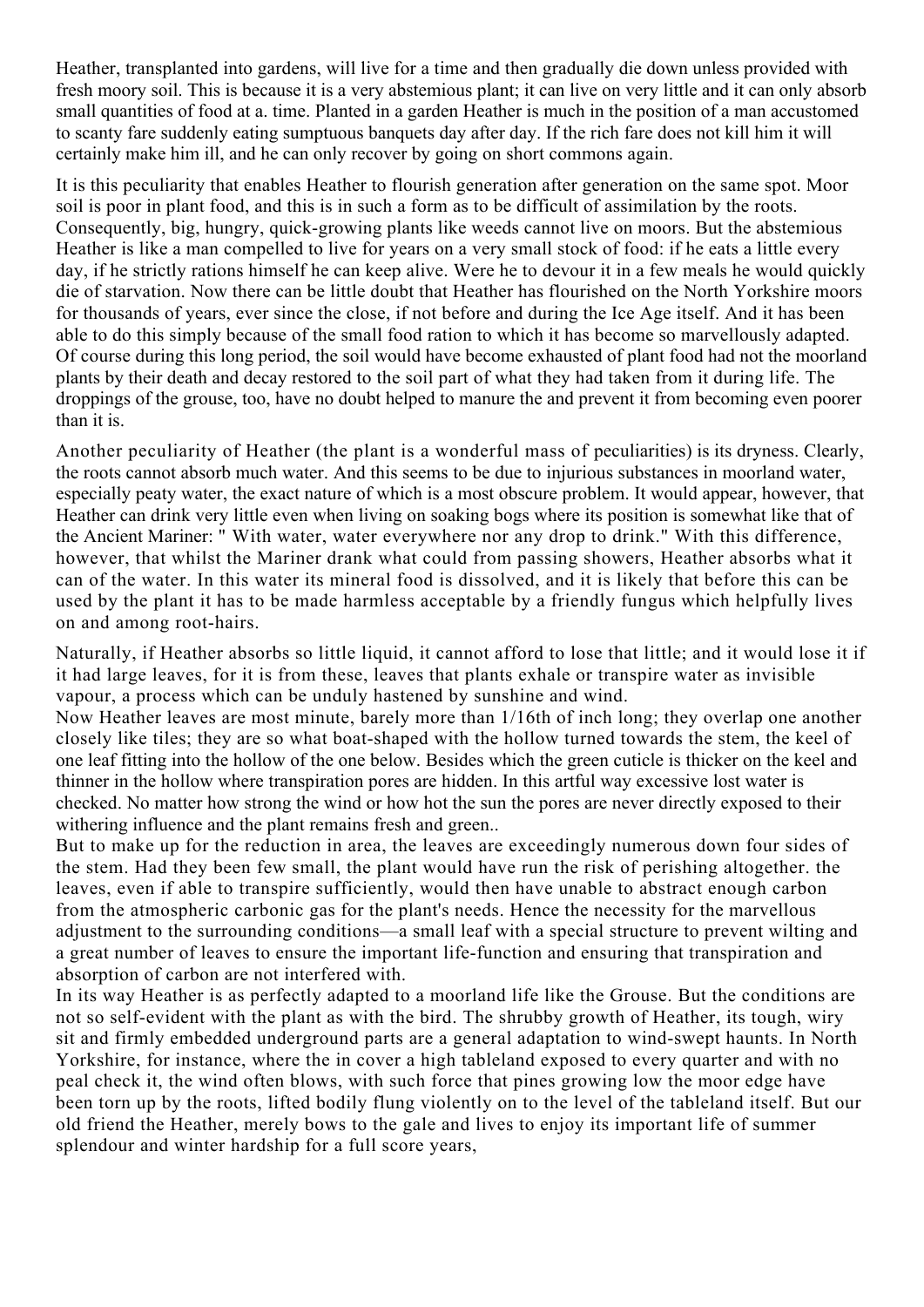Heather, transplanted into gardens, will live for a time and then gradually die down unless provided with fresh moory soil. This is because it is a very abstemious plant; it can live on very little and it can only absorb small quantities of food at a. time. Planted in a garden Heather is much in the position of a man accustomed to scanty fare suddenly eating sumptuous banquets day after day. If the rich fare does not kill him it will certainly make him ill, and he can only recover by going on short commons again.

It is this peculiarity that enables Heather to flourish generation after generation on the same spot. Moor soil is poor in plant food, and this is in such a form as to be difficult of assimilation by the roots. Consequently, big, hungry, quick-growing plants like weeds cannot live on moors. But the abstemious Heather is like a man compelled to live for years on a very small stock of food: if he eats a little every day, if he strictly rations himself he can keep alive. Were he to devour it in a few meals he would quickly die of starvation. Now there can be little doubt that Heather has flourished on the North Yorkshire moors for thousands of years, ever since the close, if not before and during the Ice Age itself. And it has been able to do this simply because of the small food ration to which it has become so marvellously adapted. Of course during this long period, the soil would have become exhausted of plant food had not the moorland plants by their death and decay restored to the soil part of what they had taken from it during life. The droppings of the grouse, too, have no doubt helped to manure the and prevent it from becoming even poorer than it is.

Another peculiarity of Heather (the plant is a wonderful mass of peculiarities) is its dryness. Clearly, the roots cannot absorb much water. And this seems to be due to injurious substances in moorland water, especially peaty water, the exact nature of which is a most obscure problem. It would appear, however, that Heather can drink very little even when living on soaking bogs where its position is somewhat like that of the Ancient Mariner: " With water, water everywhere nor any drop to drink." With this difference, however, that whilst the Mariner drank what could from passing showers, Heather absorbs what it can of the water. In this water its mineral food is dissolved, and it is likely that before this can be used by the plant it has to be made harmless acceptable by a friendly fungus which helpfully lives on and among root-hairs.

Naturally, if Heather absorbs so little liquid, it cannot afford to lose that little; and it would lose it if it had large leaves, for it is from these, leaves that plants exhale or transpire water as invisible vapour, a process which can be unduly hastened by sunshine and wind.

Now Heather leaves are most minute, barely more than 1/16th of inch long; they overlap one another closely like tiles; they are so what boat-shaped with the hollow turned towards the stem, the keel of one leaf fitting into the hollow of the one below. Besides which the green cuticle is thicker on the keel and thinner in the hollow where transpiration pores are hidden. In this artful way excessive lost water is checked. No matter how strong the wind or how hot the sun the pores are never directly exposed to their withering influence and the plant remains fresh and green..

But to make up for the reduction in area, the leaves are exceedingly numerous down four sides of the stem. Had they been few small, the plant would have run the risk of perishing altogether. the leaves, even if able to transpire sufficiently, would then have unable to abstract enough carbon from the atmospheric carbonic gas for the plant's needs. Hence the necessity for the marvellous adjustment to the surrounding conditions—a small leaf with a special structure to prevent wilting and a great number of leaves to ensure the important life-function and ensuring that transpiration and absorption of carbon are not interfered with.

In its way Heather is as perfectly adapted to a moorland life like the Grouse. But the conditions are not so self-evident with the plant as with the bird. The shrubby growth of Heather, its tough, wiry sit and firmly embedded underground parts are a general adaptation to wind-swept haunts. In North Yorkshire, for instance, where the in cover a high tableland exposed to every quarter and with no peal check it, the wind often blows, with such force that pines growing low the moor edge have been torn up by the roots, lifted bodily flung violently on to the level of the tableland itself. But our old friend the Heather, merely bows to the gale and lives to enjoy its important life of summer splendour and winter hardship for a full score years,